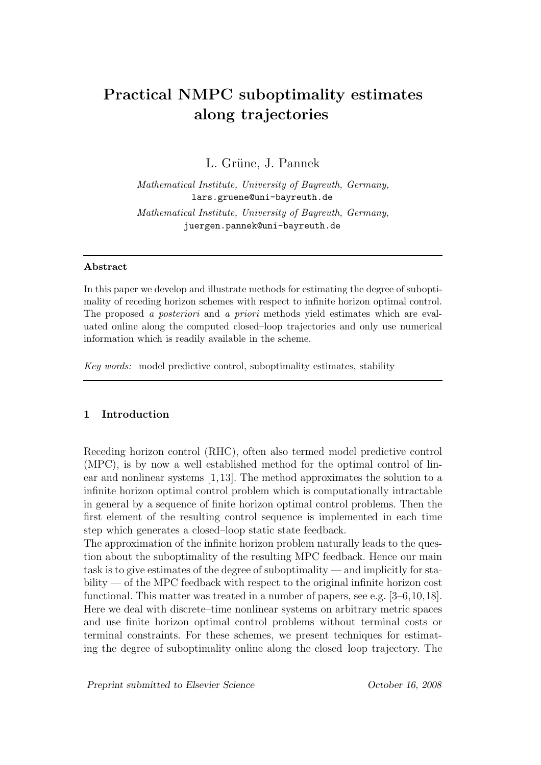# Practical NMPC suboptimality estimates along trajectories

L. Grüne, J. Pannek

*Mathematical Institute, University of Bayreuth, Germany,*
lars.gruene@uni-bayreuth.de

*Mathematical Institute, University of Bayreuth, Germany,*
juergen.pannek@uni-bayreuth.de

---

**Abstract**

In this paper we develop and illustrate methods for estimating the degree of suboptimality of receding horizon schemes with respect to infinite horizon optimal control. The proposed *a posteriori* and *a priori* methods yield estimates which are evaluated online along the computed closed–loop trajectories and only use numerical information which is readily available in the scheme.

*Key words:* model predictive control, suboptimality estimates, stability

---

## 1 Introduction

Receding horizon control (RHC), often also termed model predictive control (MPC), is by now a well established method for the optimal control of linear and nonlinear systems [1,13]. The method approximates the solution to a infinite horizon optimal control problem which is computationally intractable in general by a sequence of finite horizon optimal control problems. Then the first element of the resulting control sequence is implemented in each time step which generates a closed–loop static state feedback.

The approximation of the infinite horizon problem naturally leads to the question about the suboptimality of the resulting MPC feedback. Hence our main task is to give estimates of the degree of suboptimality — and implicitly for stability — of the MPC feedback with respect to the original infinite horizon cost functional. This matter was treated in a number of papers, see e.g. [3–6,10,18]. Here we deal with discrete–time nonlinear systems on arbitrary metric spaces and use finite horizon optimal control problems without terminal costs or terminal constraints. For these schemes, we present techniques for estimating the degree of suboptimality online along the closed–loop trajectory. The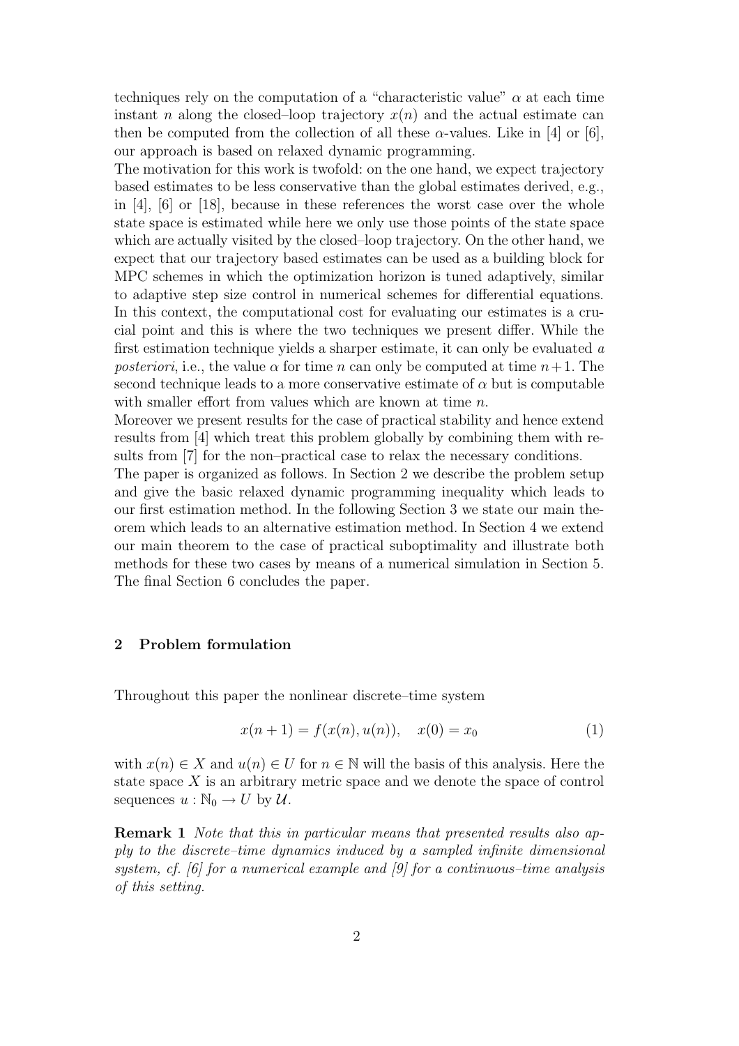techniques rely on the computation of a "characteristic value" $\alpha$ at each time instant $n$ along the closed–loop trajectory $x(n)$ and the actual estimate can then be computed from the collection of all these $\alpha$-values. Like in [4] or [6], our approach is based on relaxed dynamic programming.

The motivation for this work is twofold: on the one hand, we expect trajectory based estimates to be less conservative than the global estimates derived, e.g., in [4], [6] or [18], because in these references the worst case over the whole state space is estimated while here we only use those points of the state space which are actually visited by the closed–loop trajectory. On the other hand, we expect that our trajectory based estimates can be used as a building block for MPC schemes in which the optimization horizon is tuned adaptively, similar to adaptive step size control in numerical schemes for differential equations. In this context, the computational cost for evaluating our estimates is a crucial point and this is where the two techniques we present differ. While the first estimation technique yields a sharper estimate, it can only be evaluated *a posteriori*, i.e., the value $\alpha$ for time $n$ can only be computed at time $n+1$. The second technique leads to a more conservative estimate of $\alpha$ but is computable with smaller effort from values which are known at time $n$.

Moreover we present results for the case of practical stability and hence extend results from [4] which treat this problem globally by combining them with results from [7] for the non–practical case to relax the necessary conditions.

The paper is organized as follows. In Section 2 we describe the problem setup and give the basic relaxed dynamic programming inequality which leads to our first estimation method. In the following Section 3 we state our main theorem which leads to an alternative estimation method. In Section 4 we extend our main theorem to the case of practical suboptimality and illustrate both methods for these two cases by means of a numerical simulation in Section 5. The final Section 6 concludes the paper.

## 2 Problem formulation

Throughout this paper the nonlinear discrete–time system

$$x(n+1) = f(x(n), u(n)), \quad x(0) = x_0 \tag{1}$$

with $x(n) \in X$ and $u(n) \in U$ for $n \in \mathbb{N}$ will the basis of this analysis. Here the state space $X$ is an arbitrary metric space and we denote the space of control sequences $u : \mathbb{N}_0 \to U$ by $\mathcal{U}$.

**Remark 1** *Note that this in particular means that presented results also apply to the discrete–time dynamics induced by a sampled infinite dimensional system, cf. [6] for a numerical example and [9] for a continuous–time analysis of this setting.*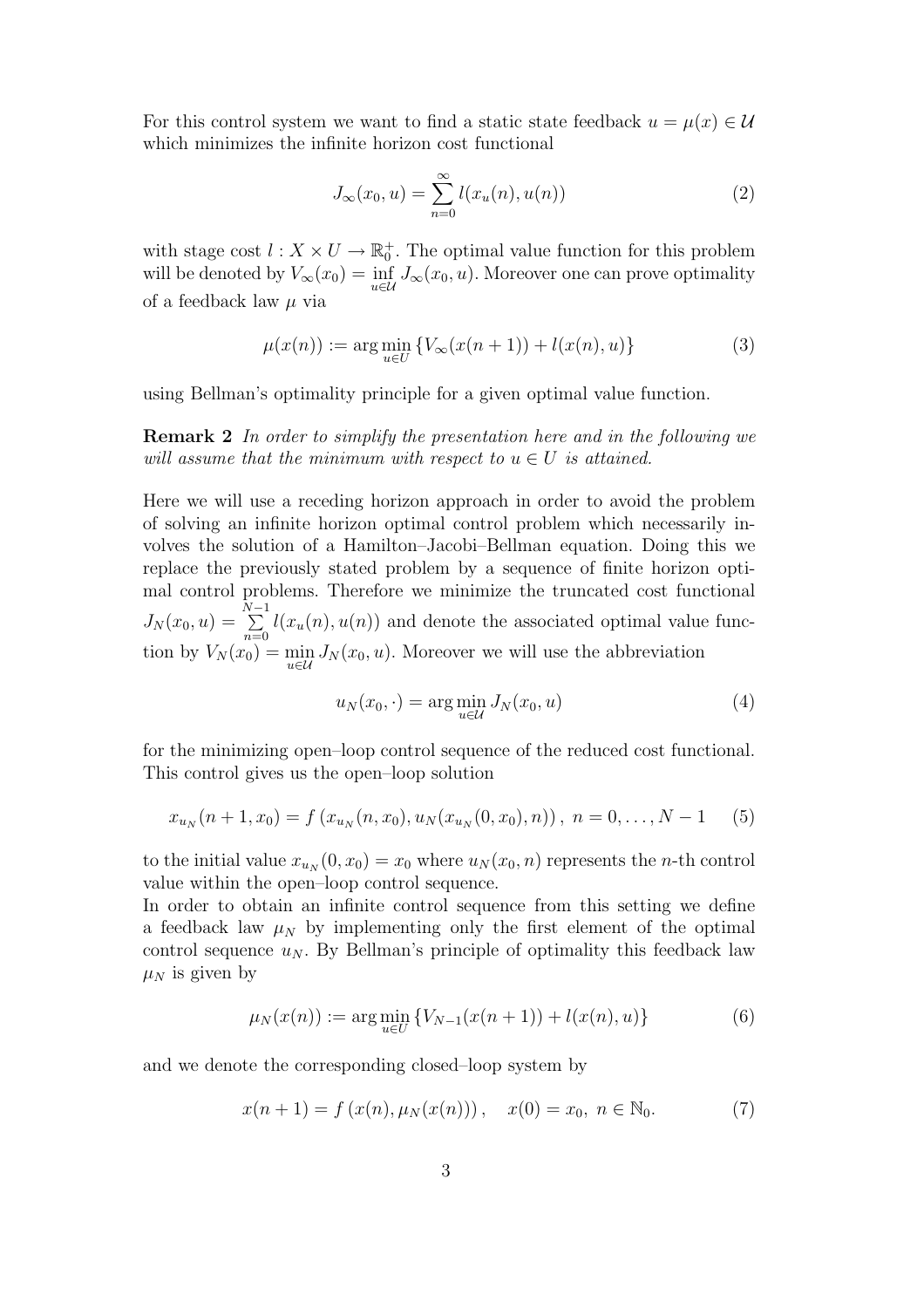For this control system we want to find a static state feedback $u = \mu(x) \in \mathcal{U}$ which minimizes the infinite horizon cost functional

$$J_\infty(x_0, u) = \sum_{n=0}^{\infty} l(x_u(n), u(n)) \tag{2}$$

with stage cost $l : X \times U \to \mathbb{R}_0^+$. The optimal value function for this problem will be denoted by $V_\infty(x_0) = \inf_{u \in \mathcal{U}} J_\infty(x_0, u)$. Moreover one can prove optimality of a feedback law $\mu$ via

$$\mu(x(n)) := \arg\min_{u \in U} \{V_\infty(x(n+1)) + l(x(n), u)\} \tag{3}$$

using Bellman's optimality principle for a given optimal value function.

**Remark 2** *In order to simplify the presentation here and in the following we will assume that the minimum with respect to $u \in U$ is attained.*

Here we will use a receding horizon approach in order to avoid the problem of solving an infinite horizon optimal control problem which necessarily involves the solution of a Hamilton–Jacobi–Bellman equation. Doing this we replace the previously stated problem by a sequence of finite horizon optimal control problems. Therefore we minimize the truncated cost functional $J_N(x_0, u) = \sum_{n=0}^{N-1} l(x_u(n), u(n))$ and denote the associated optimal value function by $V_N(x_0) = \min_{u \in \mathcal{U}} J_N(x_0, u)$. Moreover we will use the abbreviation

$$u_N(x_0, \cdot) = \arg\min_{u \in \mathcal{U}} J_N(x_0, u) \tag{4}$$

for the minimizing open–loop control sequence of the reduced cost functional. This control gives us the open–loop solution

$$x_{u_N}(n+1, x_0) = f\left(x_{u_N}(n, x_0), u_N(x_{u_N}(0, x_0), n)\right), \; n = 0, \ldots, N-1 \tag{5}$$

to the initial value $x_{u_N}(0, x_0) = x_0$ where $u_N(x_0, n)$ represents the $n$-th control value within the open–loop control sequence.

In order to obtain an infinite control sequence from this setting we define a feedback law $\mu_N$ by implementing only the first element of the optimal control sequence $u_N$. By Bellman's principle of optimality this feedback law $\mu_N$ is given by

$$\mu_N(x(n)) := \arg\min_{u \in U} \{V_{N-1}(x(n+1)) + l(x(n), u)\} \tag{6}$$

and we denote the corresponding closed–loop system by

$$x(n+1) = f\left(x(n), \mu_N(x(n))\right), \quad x(0) = x_0, \; n \in \mathbb{N}_0. \tag{7}$$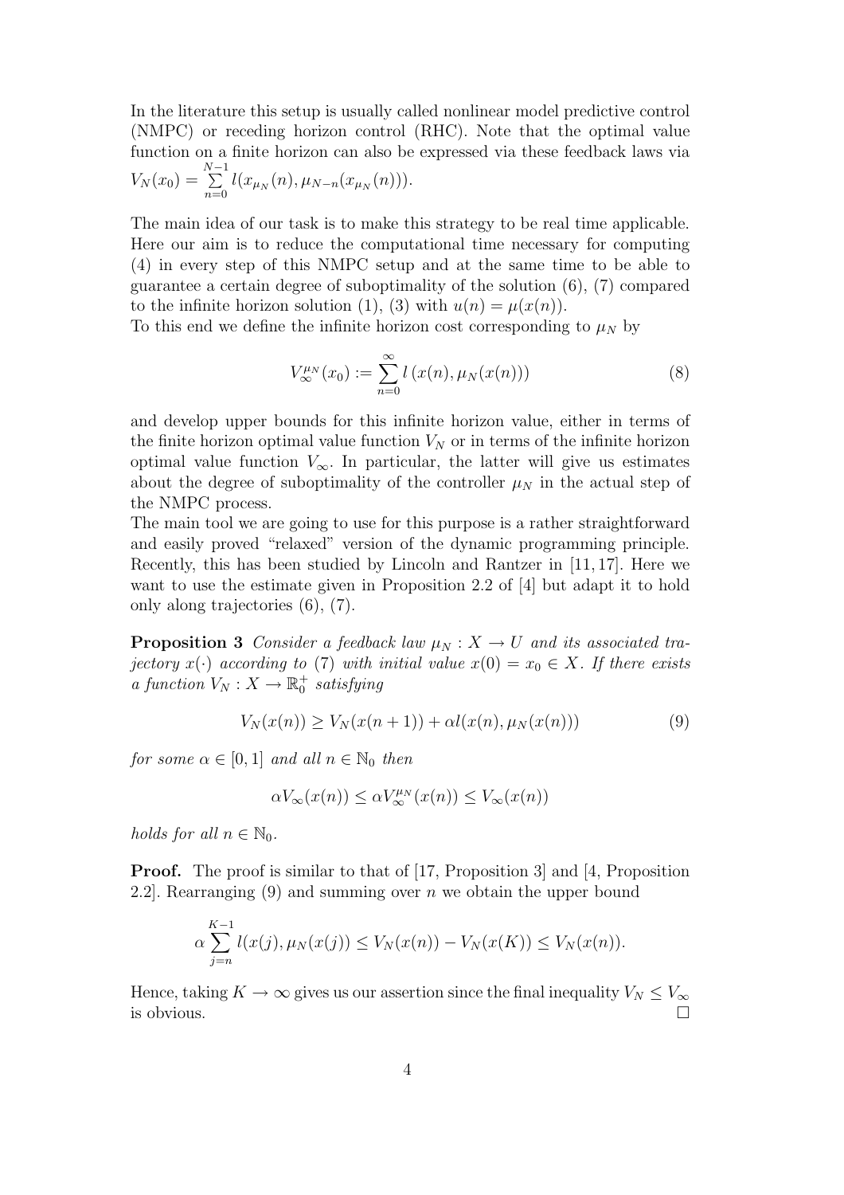In the literature this setup is usually called nonlinear model predictive control (NMPC) or receding horizon control (RHC). Note that the optimal value function on a finite horizon can also be expressed via these feedback laws via $V_N(x_0) = \sum_{n=0}^{N-1} l(x_{\mu_N}(n), \mu_{N-n}(x_{\mu_N}(n)))$.

The main idea of our task is to make this strategy to be real time applicable. Here our aim is to reduce the computational time necessary for computing (4) in every step of this NMPC setup and at the same time to be able to guarantee a certain degree of suboptimality of the solution (6), (7) compared to the infinite horizon solution (1), (3) with $u(n) = \mu(x(n))$.

To this end we define the infinite horizon cost corresponding to $\mu_N$ by

$$V_\infty^{\mu_N}(x_0) := \sum_{n=0}^{\infty} l\left(x(n), \mu_N(x(n))\right) \tag{8}$$

and develop upper bounds for this infinite horizon value, either in terms of the finite horizon optimal value function $V_N$ or in terms of the infinite horizon optimal value function $V_\infty$. In particular, the latter will give us estimates about the degree of suboptimality of the controller $\mu_N$ in the actual step of the NMPC process.

The main tool we are going to use for this purpose is a rather straightforward and easily proved "relaxed" version of the dynamic programming principle. Recently, this has been studied by Lincoln and Rantzer in [11, 17]. Here we want to use the estimate given in Proposition 2.2 of [4] but adapt it to hold only along trajectories (6), (7).

**Proposition 3** *Consider a feedback law $\mu_N : X \to U$ and its associated trajectory $x(\cdot)$ according to (7) with initial value $x(0) = x_0 \in X$. If there exists a function $V_N : X \to \mathbb{R}_0^+$ satisfying*

$$V_N(x(n)) \geq V_N(x(n+1)) + \alpha l(x(n), \mu_N(x(n))) \tag{9}$$

*for some $\alpha \in [0, 1]$ and all $n \in \mathbb{N}_0$ then*

$$\alpha V_\infty(x(n)) \leq \alpha V_\infty^{\mu_N}(x(n)) \leq V_\infty(x(n))$$

*holds for all $n \in \mathbb{N}_0$.*

**Proof.** The proof is similar to that of [17, Proposition 3] and [4, Proposition 2.2]. Rearranging (9) and summing over $n$ we obtain the upper bound

$$\alpha \sum_{j=n}^{K-1} l(x(j), \mu_N(x(j)) \leq V_N(x(n)) - V_N(x(K)) \leq V_N(x(n)).$$

Hence, taking $K \to \infty$ gives us our assertion since the final inequality $V_N \leq V_\infty$ is obvious. $\square$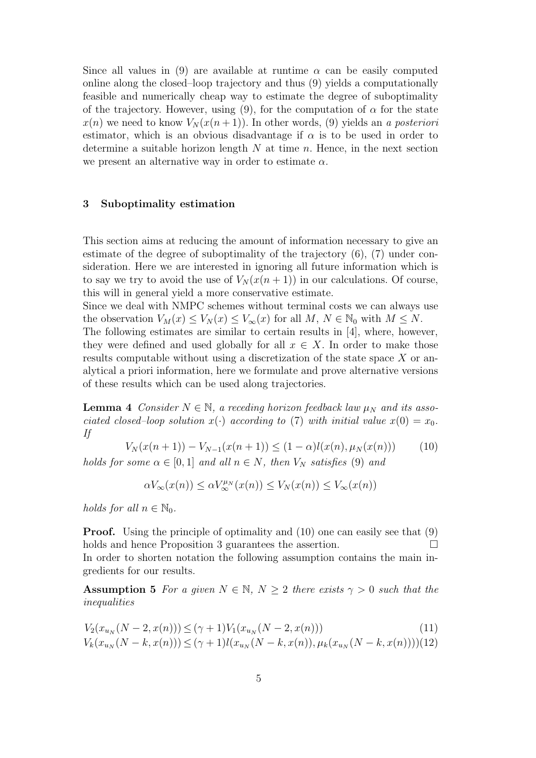Since all values in (9) are available at runtime $\alpha$ can be easily computed online along the closed–loop trajectory and thus (9) yields a computationally feasible and numerically cheap way to estimate the degree of suboptimality of the trajectory. However, using (9), for the computation of $\alpha$ for the state $x(n)$ we need to know $V_N(x(n+1))$. In other words, (9) yields an *a posteriori* estimator, which is an obvious disadvantage if $\alpha$ is to be used in order to determine a suitable horizon length $N$ at time $n$. Hence, in the next section we present an alternative way in order to estimate $\alpha$.

## 3 Suboptimality estimation

This section aims at reducing the amount of information necessary to give an estimate of the degree of suboptimality of the trajectory (6), (7) under consideration. Here we are interested in ignoring all future information which is to say we try to avoid the use of $V_N(x(n+1))$ in our calculations. Of course, this will in general yield a more conservative estimate.

Since we deal with NMPC schemes without terminal costs we can always use the observation $V_M(x) \leq V_N(x) \leq V_\infty(x)$ for all $M$, $N \in \mathbb{N}_0$ with $M \leq N$.

The following estimates are similar to certain results in [4], where, however, they were defined and used globally for all $x \in X$. In order to make those results computable without using a discretization of the state space $X$ or analytical a priori information, here we formulate and prove alternative versions of these results which can be used along trajectories.

**Lemma 4** *Consider $N \in \mathbb{N}$, a receding horizon feedback law $\mu_N$ and its associated closed–loop solution $x(\cdot)$ according to (7) with initial value $x(0) = x_0$. If*

$$V_N(x(n+1)) - V_{N-1}(x(n+1)) \leq (1-\alpha) l(x(n), \mu_N(x(n))) \qquad (10)$$

*holds for some $\alpha \in [0,1]$ and all $n \in N$, then $V_N$ satisfies (9) and*

$$\alpha V_\infty(x(n)) \leq \alpha V_\infty^{\mu_N}(x(n)) \leq V_N(x(n)) \leq V_\infty(x(n))$$

*holds for all $n \in \mathbb{N}_0$.*

**Proof.** Using the principle of optimality and (10) one can easily see that (9) holds and hence Proposition 3 guarantees the assertion. $\square$

In order to shorten notation the following assumption contains the main ingredients for our results.

**Assumption 5** *For a given $N \in \mathbb{N}$, $N \geq 2$ there exists $\gamma > 0$ such that the inequalities*

$$V_2(x_{u_N}(N-2, x(n))) \leq (\gamma+1) V_1(x_{u_N}(N-2, x(n))) \qquad (11)$$

$$V_k(x_{u_N}(N-k, x(n))) \leq (\gamma+1) l(x_{u_N}(N-k, x(n)), \mu_k(x_{u_N}(N-k, x(n)))) \qquad (12)$$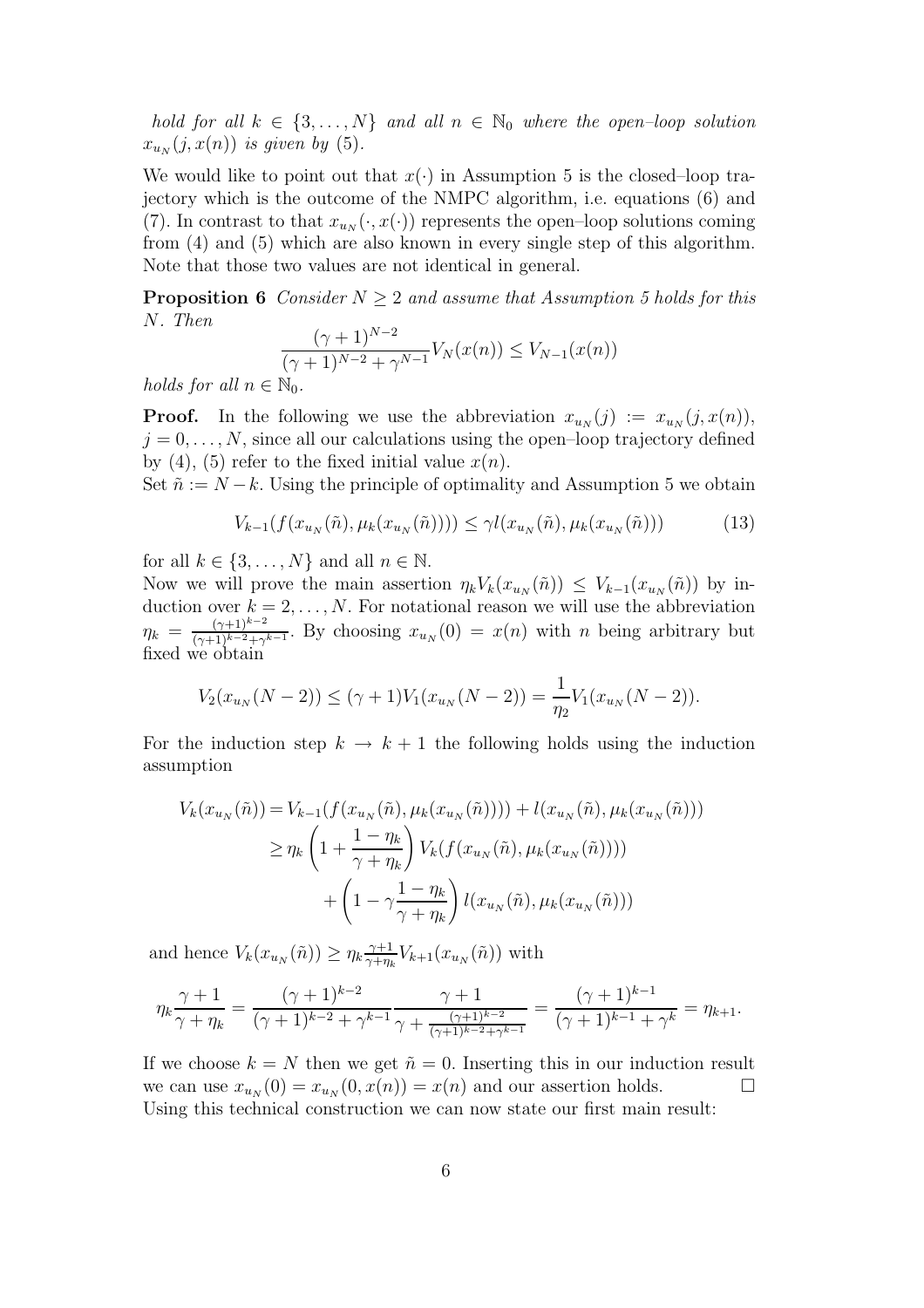*hold for all $k \in \{3, \ldots, N\}$ and all $n \in \mathbb{N}_0$ where the open–loop solution $x_{u_N}(j, x(n))$ is given by (5).*

We would like to point out that $x(\cdot)$ in Assumption 5 is the closed–loop trajectory which is the outcome of the NMPC algorithm, i.e. equations (6) and (7). In contrast to that $x_{u_N}(\cdot, x(\cdot))$ represents the open–loop solutions coming from (4) and (5) which are also known in every single step of this algorithm. Note that those two values are not identical in general.

**Proposition 6** *Consider $N \geq 2$ and assume that Assumption 5 holds for this $N$. Then*

$$\frac{(\gamma+1)^{N-2}}{(\gamma+1)^{N-2}+\gamma^{N-1}} V_N(x(n)) \leq V_{N-1}(x(n))$$

*holds for all $n \in \mathbb{N}_0$.*

**Proof.** In the following we use the abbreviation $x_{u_N}(j) := x_{u_N}(j, x(n))$, $j = 0, \ldots, N$, since all our calculations using the open–loop trajectory defined by (4), (5) refer to the fixed initial value $x(n)$.

Set $\tilde{n} := N - k$. Using the principle of optimality and Assumption 5 we obtain

$$V_{k-1}(f(x_{u_N}(\tilde{n}), \mu_k(x_{u_N}(\tilde{n})))) \leq \gamma l(x_{u_N}(\tilde{n}), \mu_k(x_{u_N}(\tilde{n}))) \tag{13}$$

for all $k \in \{3, \ldots, N\}$ and all $n \in \mathbb{N}$.

Now we will prove the main assertion $\eta_k V_k(x_{u_N}(\tilde{n})) \leq V_{k-1}(x_{u_N}(\tilde{n}))$ by induction over $k = 2, \ldots, N$. For notational reason we will use the abbreviation $\eta_k = \frac{(\gamma+1)^{k-2}}{(\gamma+1)^{k-2}+\gamma^{k-1}}$. By choosing $x_{u_N}(0) = x(n)$ with $n$ being arbitrary but fixed we obtain

$$V_2(x_{u_N}(N-2)) \leq (\gamma+1) V_1(x_{u_N}(N-2)) = \frac{1}{\eta_2} V_1(x_{u_N}(N-2)).$$

For the induction step $k \to k+1$ the following holds using the induction assumption

$$\begin{aligned}
V_k(x_{u_N}(\tilde{n})) &= V_{k-1}(f(x_{u_N}(\tilde{n}), \mu_k(x_{u_N}(\tilde{n})))) + l(x_{u_N}(\tilde{n}), \mu_k(x_{u_N}(\tilde{n}))) \\
&\geq \eta_k \left(1 + \frac{1-\eta_k}{\gamma+\eta_k}\right) V_k(f(x_{u_N}(\tilde{n}), \mu_k(x_{u_N}(\tilde{n})))) \\
&\quad + \left(1 - \gamma\frac{1-\eta_k}{\gamma+\eta_k}\right) l(x_{u_N}(\tilde{n}), \mu_k(x_{u_N}(\tilde{n})))
\end{aligned}$$

and hence $V_k(x_{u_N}(\tilde{n})) \geq \eta_k \frac{\gamma+1}{\gamma+\eta_k} V_{k+1}(x_{u_N}(\tilde{n}))$ with

$$\eta_k \frac{\gamma+1}{\gamma+\eta_k} = \frac{(\gamma+1)^{k-2}}{(\gamma+1)^{k-2}+\gamma^{k-1}} \frac{\gamma+1}{\gamma + \frac{(\gamma+1)^{k-2}}{(\gamma+1)^{k-2}+\gamma^{k-1}}} = \frac{(\gamma+1)^{k-1}}{(\gamma+1)^{k-1}+\gamma^k} = \eta_{k+1}.$$

If we choose $k = N$ then we get $\tilde{n} = 0$. Inserting this in our induction result we can use $x_{u_N}(0) = x_{u_N}(0, x(n)) = x(n)$ and our assertion holds. □

Using this technical construction we can now state our first main result: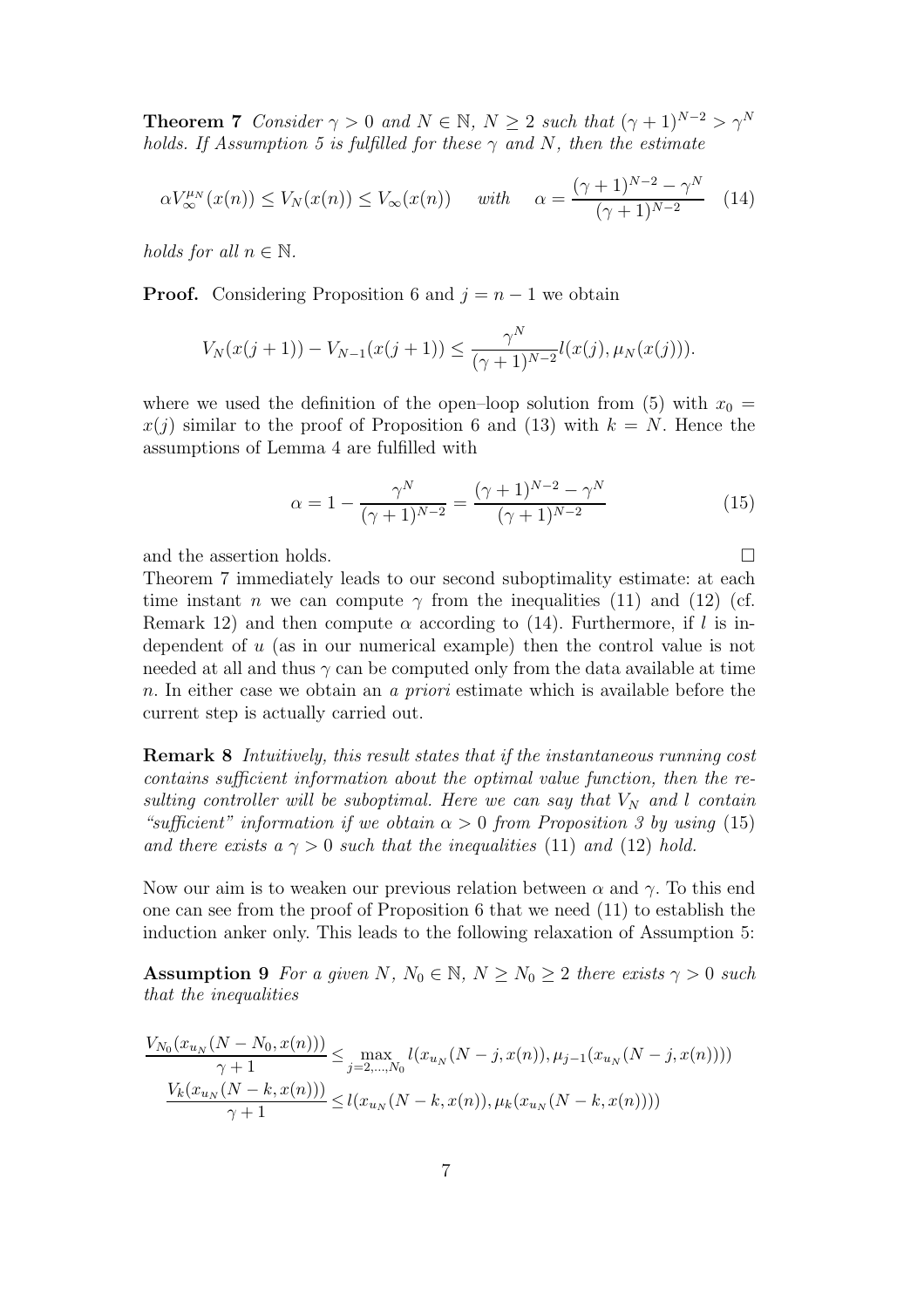**Theorem 7** *Consider $\gamma > 0$ and $N \in \mathbb{N}$, $N \geq 2$ such that $(\gamma+1)^{N-2} > \gamma^N$ holds. If Assumption 5 is fulfilled for these $\gamma$ and $N$, then the estimate*

$$\alpha V_\infty^{\mu_N}(x(n)) \leq V_N(x(n)) \leq V_\infty(x(n)) \quad \text{with} \quad \alpha = \frac{(\gamma+1)^{N-2} - \gamma^N}{(\gamma+1)^{N-2}} \tag{14}$$

*holds for all $n \in \mathbb{N}$.*

**Proof.** Considering Proposition 6 and $j = n - 1$ we obtain

$$V_N(x(j+1)) - V_{N-1}(x(j+1)) \leq \frac{\gamma^N}{(\gamma+1)^{N-2}} l(x(j), \mu_N(x(j))).$$

where we used the definition of the open–loop solution from (5) with $x_0 = x(j)$ similar to the proof of Proposition 6 and (13) with $k = N$. Hence the assumptions of Lemma 4 are fulfilled with

$$\alpha = 1 - \frac{\gamma^N}{(\gamma+1)^{N-2}} = \frac{(\gamma+1)^{N-2} - \gamma^N}{(\gamma+1)^{N-2}} \tag{15}$$

and the assertion holds. □

Theorem 7 immediately leads to our second suboptimality estimate: at each time instant $n$ we can compute $\gamma$ from the inequalities (11) and (12) (cf. Remark 12) and then compute $\alpha$ according to (14). Furthermore, if $l$ is independent of $u$ (as in our numerical example) then the control value is not needed at all and thus $\gamma$ can be computed only from the data available at time $n$. In either case we obtain an *a priori* estimate which is available before the current step is actually carried out.

**Remark 8** *Intuitively, this result states that if the instantaneous running cost contains sufficient information about the optimal value function, then the resulting controller will be suboptimal. Here we can say that $V_N$ and $l$ contain "sufficient" information if we obtain $\alpha > 0$ from Proposition 3 by using (15) and there exists a $\gamma > 0$ such that the inequalities (11) and (12) hold.*

Now our aim is to weaken our previous relation between $\alpha$ and $\gamma$. To this end one can see from the proof of Proposition 6 that we need (11) to establish the induction anker only. This leads to the following relaxation of Assumption 5:

**Assumption 9** *For a given $N$, $N_0 \in \mathbb{N}$, $N \geq N_0 \geq 2$ there exists $\gamma > 0$ such that the inequalities*

$$\frac{V_{N_0}(x_{u_N}(N-N_0, x(n)))}{\gamma+1} \leq \max_{j=2,\ldots,N_0} l(x_{u_N}(N-j, x(n)), \mu_{j-1}(x_{u_N}(N-j, x(n))))$$

$$\frac{V_k(x_{u_N}(N-k, x(n)))}{\gamma+1} \leq l(x_{u_N}(N-k, x(n)), \mu_k(x_{u_N}(N-k, x(n))))$$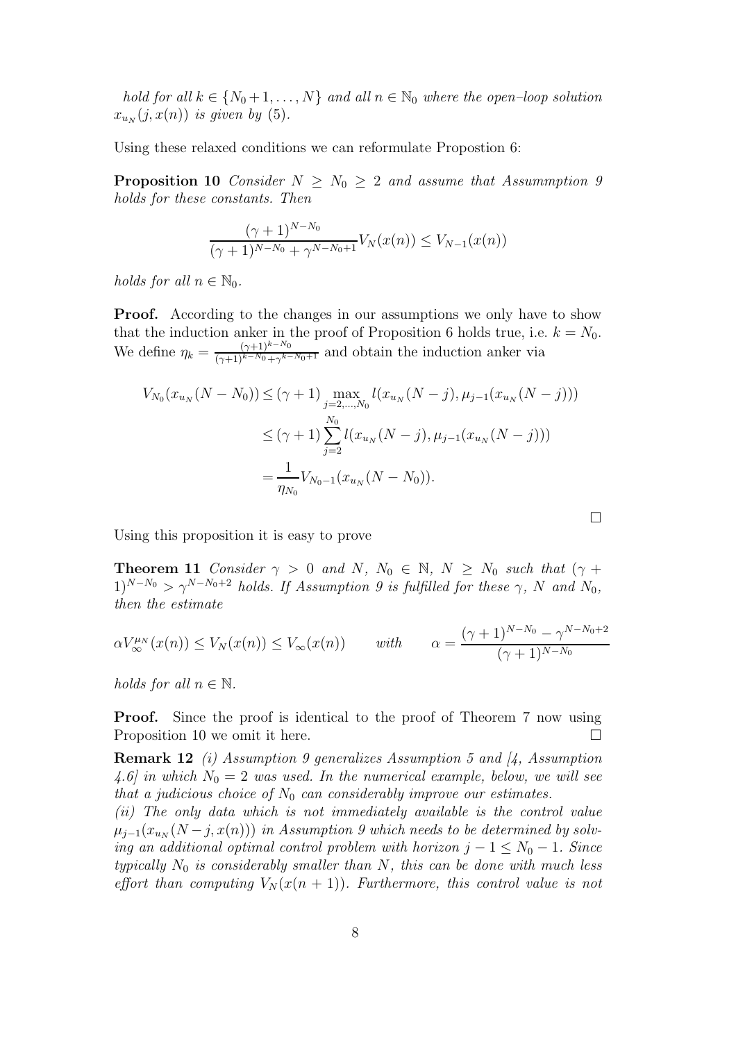*hold for all $k \in \{N_0+1, \ldots, N\}$ and all $n \in \mathbb{N}_0$ where the open–loop solution $x_{u_N}(j, x(n))$ is given by (5).*

Using these relaxed conditions we can reformulate Propostion 6:

**Proposition 10** *Consider $N \geq N_0 \geq 2$ and assume that Assummption 9 holds for these constants. Then*

$$\frac{(\gamma+1)^{N-N_0}}{(\gamma+1)^{N-N_0}+\gamma^{N-N_0+1}} V_N(x(n)) \leq V_{N-1}(x(n))$$

*holds for all $n \in \mathbb{N}_0$.*

**Proof.** According to the changes in our assumptions we only have to show that the induction anker in the proof of Proposition 6 holds true, i.e. $k = N_0$. We define $\eta_k = \frac{(\gamma+1)^{k-N_0}}{(\gamma+1)^{k-N_0}+\gamma^{k-N_0+1}}$ and obtain the induction anker via

$$\begin{aligned}
V_{N_0}(x_{u_N}(N-N_0)) &\leq (\gamma+1) \max_{j=2,\ldots,N_0} l(x_{u_N}(N-j), \mu_{j-1}(x_{u_N}(N-j))) \\
&\leq (\gamma+1) \sum_{j=2}^{N_0} l(x_{u_N}(N-j), \mu_{j-1}(x_{u_N}(N-j))) \\
&= \frac{1}{\eta_{N_0}} V_{N_0-1}(x_{u_N}(N-N_0)).
\end{aligned}$$

$\square$

Using this proposition it is easy to prove

**Theorem 11** *Consider $\gamma > 0$ and $N$, $N_0 \in \mathbb{N}$, $N \geq N_0$ such that $(\gamma+1)^{N-N_0} > \gamma^{N-N_0+2}$ holds. If Assumption 9 is fulfilled for these $\gamma$, $N$ and $N_0$, then the estimate*

$$\alpha V_\infty^{\mu_N}(x(n)) \leq V_N(x(n)) \leq V_\infty(x(n)) \qquad \textit{with} \qquad \alpha = \frac{(\gamma+1)^{N-N_0} - \gamma^{N-N_0+2}}{(\gamma+1)^{N-N_0}}$$

*holds for all $n \in \mathbb{N}$.*

**Proof.** Since the proof is identical to the proof of Theorem 7 now using Proposition 10 we omit it here. $\square$

**Remark 12** *(i) Assumption 9 generalizes Assumption 5 and [4, Assumption 4.6] in which $N_0 = 2$ was used. In the numerical example, below, we will see that a judicious choice of $N_0$ can considerably improve our estimates.*
*(ii) The only data which is not immediately available is the control value $\mu_{j-1}(x_{u_N}(N-j, x(n)))$ in Assumption 9 which needs to be determined by solving an additional optimal control problem with horizon $j-1 \leq N_0-1$. Since typically $N_0$ is considerably smaller than $N$, this can be done with much less effort than computing $V_N(x(n+1))$. Furthermore, this control value is not*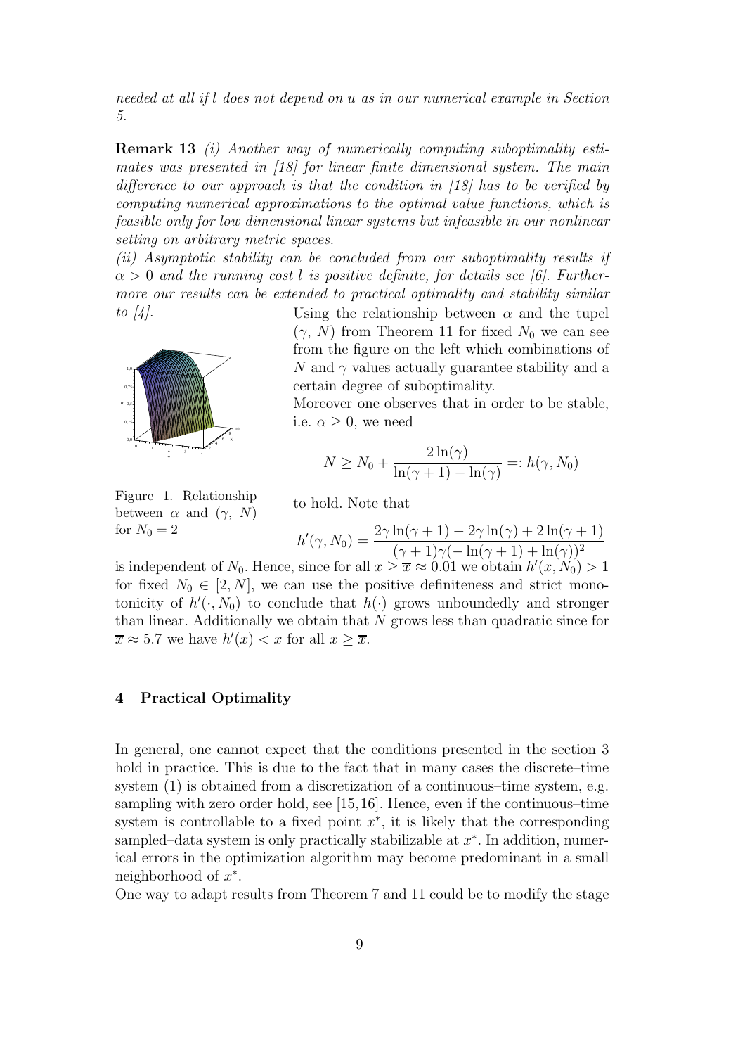*needed at all if $l$ does not depend on $u$ as in our numerical example in Section 5.*

**Remark 13** *(i) Another way of numerically computing suboptimality estimates was presented in [18] for linear finite dimensional system. The main difference to our approach is that the condition in [18] has to be verified by computing numerical approximations to the optimal value functions, which is feasible only for low dimensional linear systems but infeasible in our nonlinear setting on arbitrary metric spaces.*
*(ii) Asymptotic stability can be concluded from our suboptimality results if $\alpha > 0$ and the running cost $l$ is positive definite, for details see [6]. Furthermore our results can be extended to practical optimality and stability similar to [4].*

Figure 1. Relationship between $\alpha$ and $(\gamma,\ N)$ for $N_0 = 2$

Using the relationship between $\alpha$ and the tupel $(\gamma,\ N)$ from Theorem 11 for fixed $N_0$ we can see from the figure on the left which combinations of $N$ and $\gamma$ values actually guarantee stability and a certain degree of suboptimality.
Moreover one observes that in order to be stable, i.e. $\alpha \geq 0$, we need

$$N \geq N_0 + \frac{2\ln(\gamma)}{\ln(\gamma+1) - \ln(\gamma)} =: h(\gamma, N_0)$$

to hold. Note that

$$h'(\gamma, N_0) = \frac{2\gamma\ln(\gamma+1) - 2\gamma\ln(\gamma) + 2\ln(\gamma+1)}{(\gamma+1)\gamma(-\ln(\gamma+1) + \ln(\gamma))^2}$$

is independent of $N_0$. Hence, since for all $x \geq \overline{x} \approx 0.01$ we obtain $h'(x, N_0) > 1$ for fixed $N_0 \in [2, N]$, we can use the positive definiteness and strict monotonicity of $h'(\cdot, N_0)$ to conclude that $h(\cdot)$ grows unboundedly and stronger than linear. Additionally we obtain that $N$ grows less than quadratic since for $\overline{x} \approx 5.7$ we have $h'(x) < x$ for all $x \geq \overline{x}$.

## 4 Practical Optimality

In general, one cannot expect that the conditions presented in the section 3 hold in practice. This is due to the fact that in many cases the discrete–time system (1) is obtained from a discretization of a continuous–time system, e.g. sampling with zero order hold, see [15,16]. Hence, even if the continuous–time system is controllable to a fixed point $x^*$, it is likely that the corresponding sampled–data system is only practically stabilizable at $x^*$. In addition, numerical errors in the optimization algorithm may become predominant in a small neighborhood of $x^*$.
One way to adapt results from Theorem 7 and 11 could be to modify the stage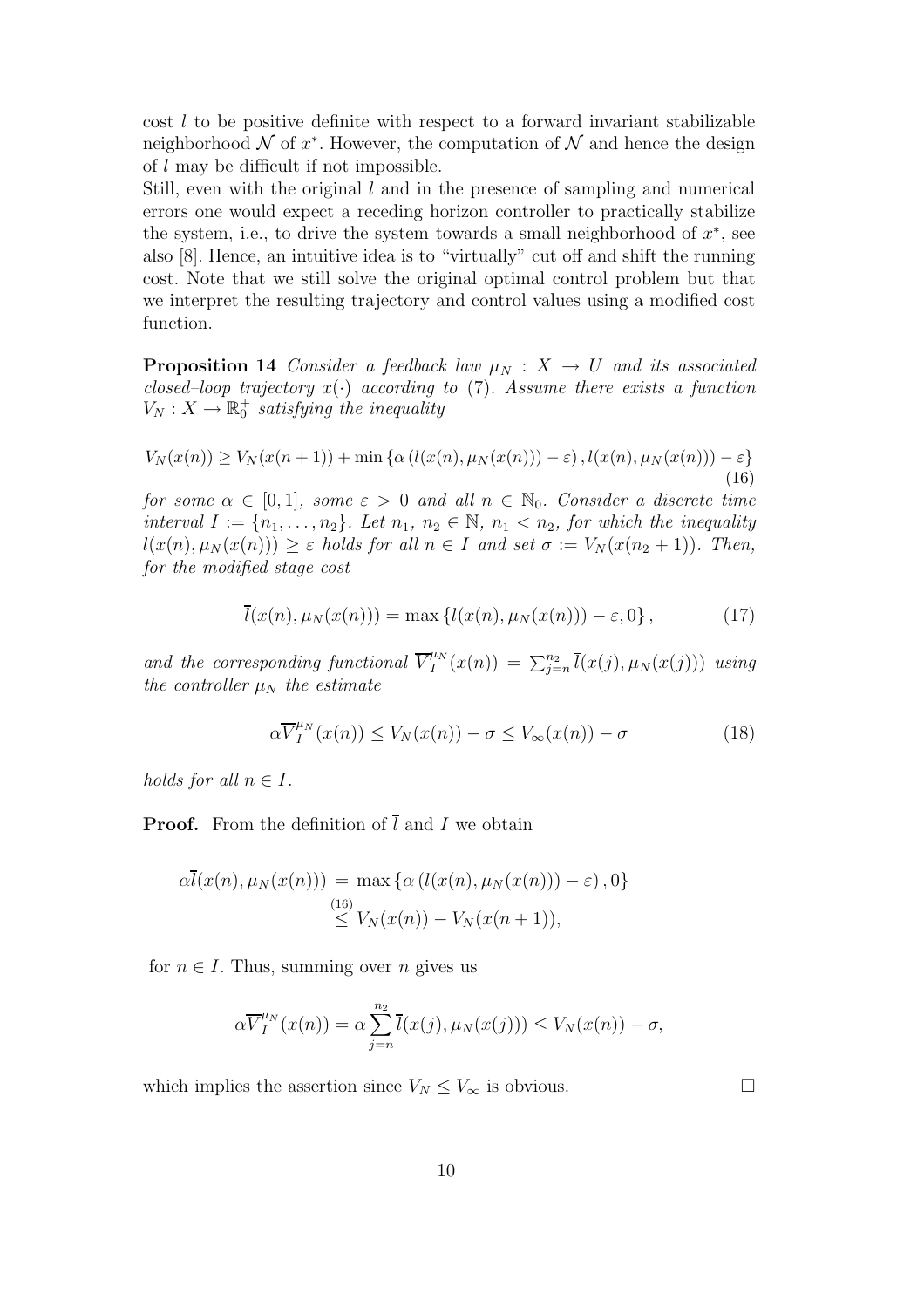cost $l$ to be positive definite with respect to a forward invariant stabilizable neighborhood $\mathcal{N}$ of $x^*$. However, the computation of $\mathcal{N}$ and hence the design of $l$ may be difficult if not impossible.

Still, even with the original $l$ and in the presence of sampling and numerical errors one would expect a receding horizon controller to practically stabilize the system, i.e., to drive the system towards a small neighborhood of $x^*$, see also [8]. Hence, an intuitive idea is to "virtually" cut off and shift the running cost. Note that we still solve the original optimal control problem but that we interpret the resulting trajectory and control values using a modified cost function.

**Proposition 14** *Consider a feedback law $\mu_N : X \to U$ and its associated closed–loop trajectory $x(\cdot)$ according to (7). Assume there exists a function $V_N : X \to \mathbb{R}_0^+$ satisfying the inequality*

$$V_N(x(n)) \geq V_N(x(n+1)) + \min\left\{\alpha\left(l(x(n),\mu_N(x(n))) - \varepsilon\right), l(x(n),\mu_N(x(n))) - \varepsilon\right\} \tag{16}$$

*for some $\alpha \in [0,1]$, some $\varepsilon > 0$ and all $n \in \mathbb{N}_0$. Consider a discrete time interval $I := \{n_1, \ldots, n_2\}$. Let $n_1$, $n_2 \in \mathbb{N}$, $n_1 < n_2$, for which the inequality $l(x(n),\mu_N(x(n))) \geq \varepsilon$ holds for all $n \in I$ and set $\sigma := V_N(x(n_2+1))$. Then, for the modified stage cost*

$$\overline{l}(x(n),\mu_N(x(n))) = \max\left\{l(x(n),\mu_N(x(n))) - \varepsilon, 0\right\}, \tag{17}$$

*and the corresponding functional $\overline{V}_I^{\mu_N}(x(n)) = \sum_{j=n}^{n_2} \overline{l}(x(j),\mu_N(x(j)))$ using the controller $\mu_N$ the estimate*

$$\alpha \overline{V}_I^{\mu_N}(x(n)) \leq V_N(x(n)) - \sigma \leq V_\infty(x(n)) - \sigma \tag{18}$$

*holds for all $n \in I$.*

**Proof.** From the definition of $\overline{l}$ and $I$ we obtain

$$\begin{aligned} \alpha\overline{l}(x(n),\mu_N(x(n))) &= \max\left\{\alpha\left(l(x(n),\mu_N(x(n))) - \varepsilon\right), 0\right\} \\ &\overset{(16)}{\leq} V_N(x(n)) - V_N(x(n+1)), \end{aligned}$$

for $n \in I$. Thus, summing over $n$ gives us

$$\alpha\overline{V}_I^{\mu_N}(x(n)) = \alpha\sum_{j=n}^{n_2} \overline{l}(x(j),\mu_N(x(j))) \leq V_N(x(n)) - \sigma,$$

which implies the assertion since $V_N \leq V_\infty$ is obvious. $\square$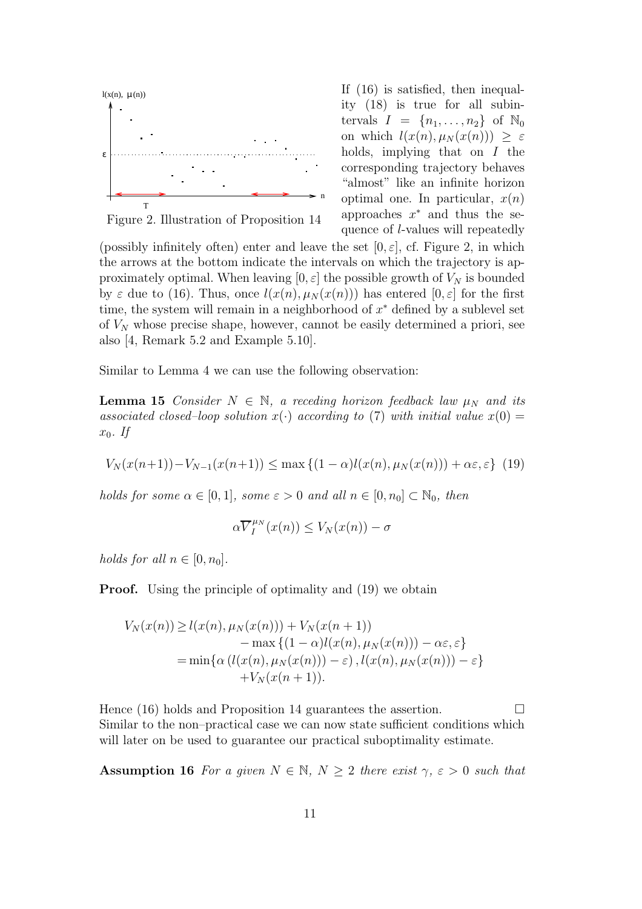l(x(n), μ(n))

ε

T

n

Figure 2. Illustration of Proposition 14

If (16) is satisfied, then inequality (18) is true for all subintervals $I = \{n_1, \ldots, n_2\}$ of $\mathbb{N}_0$ on which $l(x(n), \mu_N(x(n))) \geq \varepsilon$ holds, implying that on $I$ the corresponding trajectory behaves "almost" like an infinite horizon optimal one. In particular, $x(n)$ approaches $x^*$ and thus the sequence of $l$-values will repeatedly (possibly infinitely often) enter and leave the set $[0, \varepsilon]$, cf. Figure 2, in which the arrows at the bottom indicate the intervals on which the trajectory is approximately optimal. When leaving $[0, \varepsilon]$ the possible growth of $V_N$ is bounded by $\varepsilon$ due to (16). Thus, once $l(x(n), \mu_N(x(n)))$ has entered $[0, \varepsilon]$ for the first time, the system will remain in a neighborhood of $x^*$ defined by a sublevel set of $V_N$ whose precise shape, however, cannot be easily determined a priori, see also [4, Remark 5.2 and Example 5.10].

Similar to Lemma 4 we can use the following observation:

**Lemma 15** *Consider $N \in \mathbb{N}$, a receding horizon feedback law $\mu_N$ and its associated closed–loop solution $x(\cdot)$ according to (7) with initial value $x(0) = x_0$. If*

$$V_N(x(n+1)) - V_{N-1}(x(n+1)) \leq \max\{(1-\alpha)l(x(n), \mu_N(x(n))) + \alpha\varepsilon, \varepsilon\} \quad (19)$$

*holds for some $\alpha \in [0, 1]$, some $\varepsilon > 0$ and all $n \in [0, n_0] \subset \mathbb{N}_0$, then*

$$\alpha \overline{V}_I^{\mu_N}(x(n)) \leq V_N(x(n)) - \sigma$$

*holds for all $n \in [0, n_0]$.*

**Proof.** Using the principle of optimality and (19) we obtain

$$\begin{aligned}
V_N(x(n)) \geq\ & l(x(n), \mu_N(x(n))) + V_N(x(n+1)) \\
& - \max\{(1-\alpha)l(x(n), \mu_N(x(n))) - \alpha\varepsilon, \varepsilon\} \\
=\ & \min\{\alpha\,(l(x(n), \mu_N(x(n))) - \varepsilon)\,, l(x(n), \mu_N(x(n))) - \varepsilon\} \\
& + V_N(x(n+1)).
\end{aligned}$$

Hence (16) holds and Proposition 14 guarantees the assertion. □

Similar to the non–practical case we can now state sufficient conditions which will later on be used to guarantee our practical suboptimality estimate.

**Assumption 16** *For a given $N \in \mathbb{N}$, $N \geq 2$ there exist $\gamma$, $\varepsilon > 0$ such that*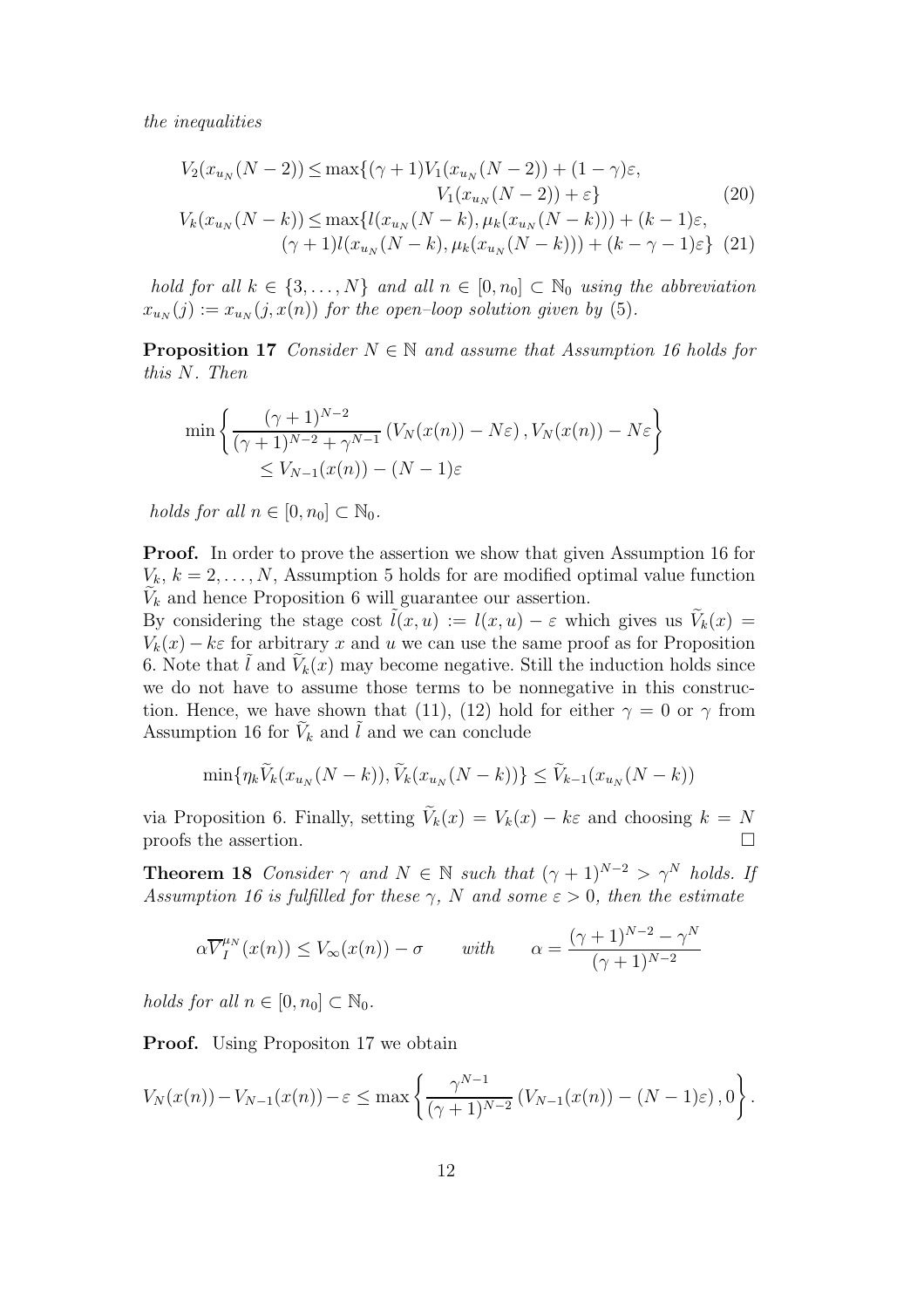*the inequalities*

$$
\begin{aligned}
V_2(x_{u_N}(N-2)) &\leq \max\{(\gamma+1)V_1(x_{u_N}(N-2)) + (1-\gamma)\varepsilon, \\
&\qquad\qquad V_1(x_{u_N}(N-2)) + \varepsilon\} \qquad (20) \\
V_k(x_{u_N}(N-k)) &\leq \max\{l(x_{u_N}(N-k), \mu_k(x_{u_N}(N-k))) + (k-1)\varepsilon, \\
&\qquad (\gamma+1)l(x_{u_N}(N-k), \mu_k(x_{u_N}(N-k))) + (k-\gamma-1)\varepsilon\} \quad (21)
\end{aligned}
$$

*hold for all $k \in \{3, \ldots, N\}$ and all $n \in [0, n_0] \subset \mathbb{N}_0$ using the abbreviation $x_{u_N}(j) := x_{u_N}(j, x(n))$ for the open–loop solution given by* (5).

**Proposition 17** *Consider $N \in \mathbb{N}$ and assume that Assumption 16 holds for this $N$. Then*

$$
\min\left\{ \frac{(\gamma+1)^{N-2}}{(\gamma+1)^{N-2} + \gamma^{N-1}} \left(V_N(x(n)) - N\varepsilon\right), V_N(x(n)) - N\varepsilon \right\} \leq V_{N-1}(x(n)) - (N-1)\varepsilon
$$

*holds for all $n \in [0, n_0] \subset \mathbb{N}_0$.*

**Proof.** In order to prove the assertion we show that given Assumption 16 for $V_k$, $k = 2, \ldots, N$, Assumption 5 holds for are modified optimal value function $\widetilde{V}_k$ and hence Proposition 6 will guarantee our assertion.
By considering the stage cost $\tilde{l}(x,u) := l(x,u) - \varepsilon$ which gives us $\widetilde{V}_k(x) = V_k(x) - k\varepsilon$ for arbitrary $x$ and $u$ we can use the same proof as for Proposition 6. Note that $\tilde{l}$ and $\widetilde{V}_k(x)$ may become negative. Still the induction holds since we do not have to assume those terms to be nonnegative in this construction. Hence, we have shown that (11), (12) hold for either $\gamma = 0$ or $\gamma$ from Assumption 16 for $\widetilde{V}_k$ and $\tilde{l}$ and we can conclude

$$
\min\{\eta_k \widetilde{V}_k(x_{u_N}(N-k)), \widetilde{V}_k(x_{u_N}(N-k))\} \leq \widetilde{V}_{k-1}(x_{u_N}(N-k))
$$

via Proposition 6. Finally, setting $\widetilde{V}_k(x) = V_k(x) - k\varepsilon$ and choosing $k = N$ proofs the assertion. □

**Theorem 18** *Consider $\gamma$ and $N \in \mathbb{N}$ such that $(\gamma+1)^{N-2} > \gamma^N$ holds. If Assumption 16 is fulfilled for these $\gamma$, $N$ and some $\varepsilon > 0$, then the estimate*

$$
\alpha \overline{V}_I^{\mu_N}(x(n)) \leq V_\infty(x(n)) - \sigma \qquad \textit{with} \qquad \alpha = \frac{(\gamma+1)^{N-2} - \gamma^N}{(\gamma+1)^{N-2}}
$$

*holds for all $n \in [0, n_0] \subset \mathbb{N}_0$.*

**Proof.** Using Propositon 17 we obtain

$$
V_N(x(n)) - V_{N-1}(x(n)) - \varepsilon \leq \max\left\{ \frac{\gamma^{N-1}}{(\gamma+1)^{N-2}} \left(V_{N-1}(x(n)) - (N-1)\varepsilon\right), 0 \right\}.
$$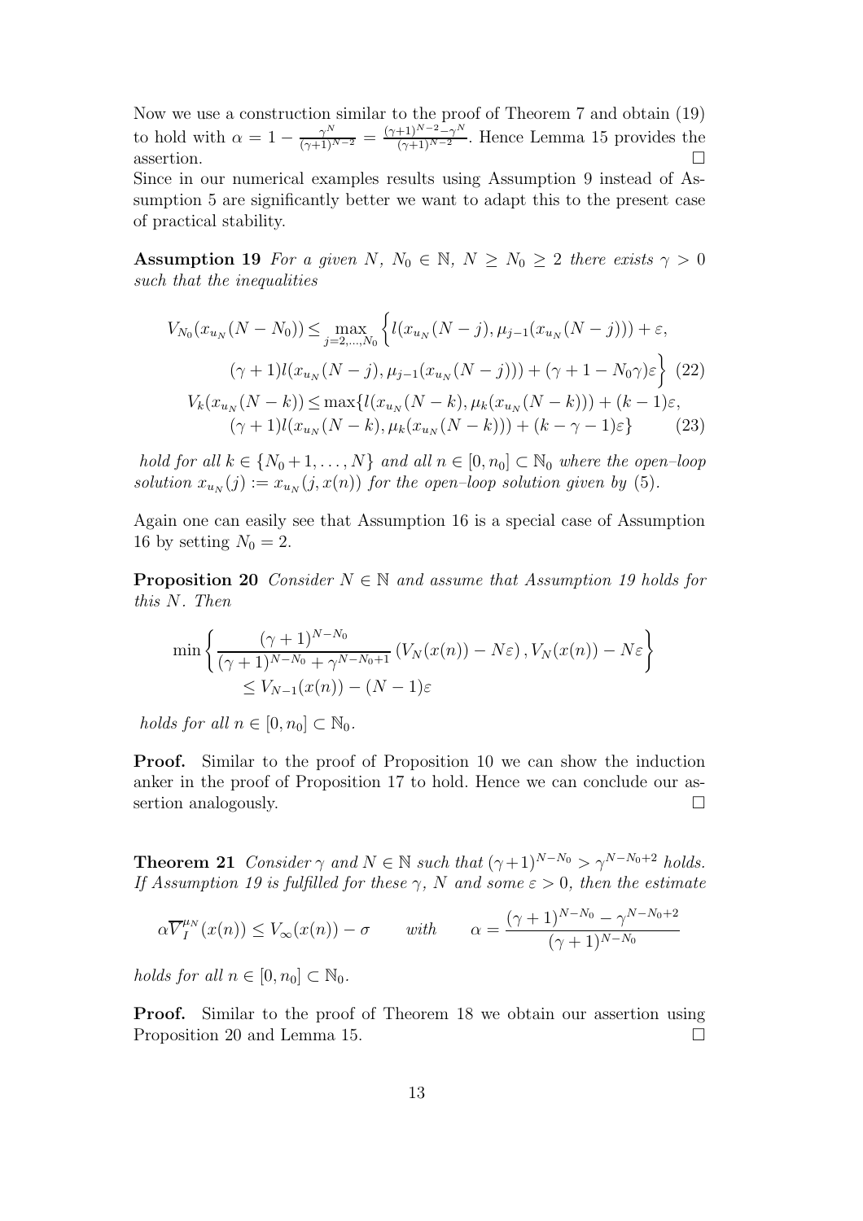Now we use a construction similar to the proof of Theorem 7 and obtain (19) to hold with $\alpha = 1 - \frac{\gamma^N}{(\gamma+1)^{N-2}} = \frac{(\gamma+1)^{N-2} - \gamma^N}{(\gamma+1)^{N-2}}$. Hence Lemma 15 provides the assertion. $\square$

Since in our numerical examples results using Assumption 9 instead of Assumption 5 are significantly better we want to adapt this to the present case of practical stability.

**Assumption 19** *For a given $N$, $N_0 \in \mathbb{N}$, $N \geq N_0 \geq 2$ there exists $\gamma > 0$ such that the inequalities*

$$V_{N_0}(x_{u_N}(N-N_0)) \leq \max_{j=2,\ldots,N_0} \Big\{ l(x_{u_N}(N-j), \mu_{j-1}(x_{u_N}(N-j))) + \varepsilon, \\ (\gamma+1) l(x_{u_N}(N-j), \mu_{j-1}(x_{u_N}(N-j))) + (\gamma + 1 - N_0\gamma)\varepsilon \Big\} \quad (22)$$

$$V_k(x_{u_N}(N-k)) \leq \max\{ l(x_{u_N}(N-k), \mu_k(x_{u_N}(N-k))) + (k-1)\varepsilon, \\ (\gamma+1) l(x_{u_N}(N-k), \mu_k(x_{u_N}(N-k))) + (k-\gamma-1)\varepsilon \} \quad (23)$$

*hold for all $k \in \{N_0+1, \ldots, N\}$ and all $n \in [0, n_0] \subset \mathbb{N}_0$ where the open–loop solution $x_{u_N}(j) := x_{u_N}(j, x(n))$ for the open–loop solution given by (5).*

Again one can easily see that Assumption 16 is a special case of Assumption 16 by setting $N_0 = 2$.

**Proposition 20** *Consider $N \in \mathbb{N}$ and assume that Assumption 19 holds for this $N$. Then*

$$\min\left\{ \frac{(\gamma+1)^{N-N_0}}{(\gamma+1)^{N-N_0} + \gamma^{N-N_0+1}} \left( V_N(x(n)) - N\varepsilon \right), V_N(x(n)) - N\varepsilon \right\} \\ \leq V_{N-1}(x(n)) - (N-1)\varepsilon$$

*holds for all $n \in [0, n_0] \subset \mathbb{N}_0$.*

**Proof.** Similar to the proof of Proposition 10 we can show the induction anker in the proof of Proposition 17 to hold. Hence we can conclude our assertion analogously. $\square$

**Theorem 21** *Consider $\gamma$ and $N \in \mathbb{N}$ such that $(\gamma+1)^{N-N_0} > \gamma^{N-N_0+2}$ holds. If Assumption 19 is fulfilled for these $\gamma$, $N$ and some $\varepsilon > 0$, then the estimate*

$$\alpha \overline{V}_I^{\mu_N}(x(n)) \leq V_\infty(x(n)) - \sigma \qquad \text{with} \qquad \alpha = \frac{(\gamma+1)^{N-N_0} - \gamma^{N-N_0+2}}{(\gamma+1)^{N-N_0}}$$

*holds for all $n \in [0, n_0] \subset \mathbb{N}_0$.*

**Proof.** Similar to the proof of Theorem 18 we obtain our assertion using Proposition 20 and Lemma 15. $\square$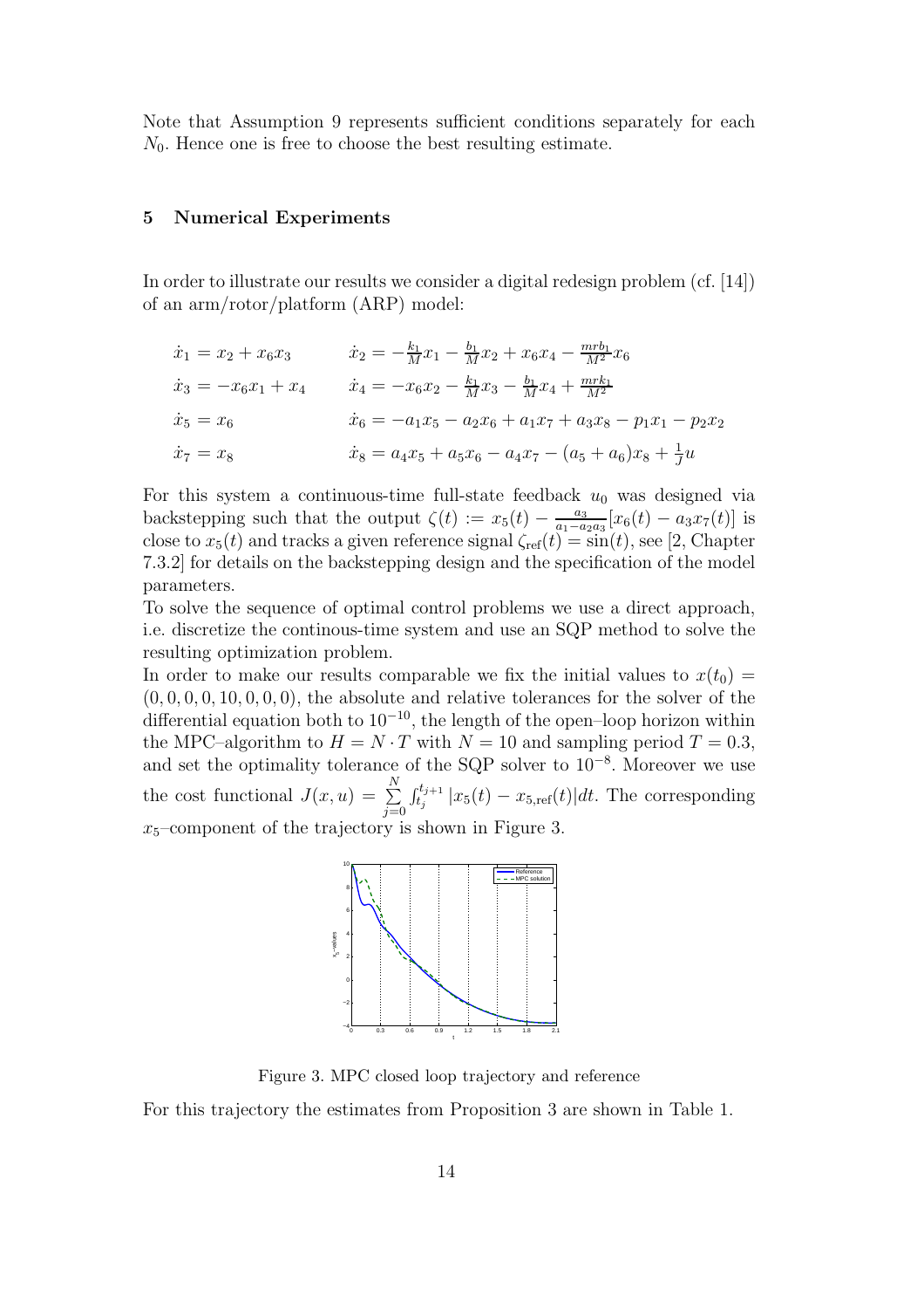Note that Assumption 9 represents sufficient conditions separately for each $N_0$. Hence one is free to choose the best resulting estimate.

## 5 Numerical Experiments

In order to illustrate our results we consider a digital redesign problem (cf. [14]) of an arm/rotor/platform (ARP) model:

$$
\begin{aligned}
\dot{x}_1 &= x_2 + x_6 x_3 & \dot{x}_2 &= -\tfrac{k_1}{M} x_1 - \tfrac{b_1}{M} x_2 + x_6 x_4 - \tfrac{m r b_1}{M^2} x_6 \\
\dot{x}_3 &= -x_6 x_1 + x_4 & \dot{x}_4 &= -x_6 x_2 - \tfrac{k_1}{M} x_3 - \tfrac{b_1}{M} x_4 + \tfrac{m r k_1}{M^2} \\
\dot{x}_5 &= x_6 & \dot{x}_6 &= -a_1 x_5 - a_2 x_6 + a_1 x_7 + a_3 x_8 - p_1 x_1 - p_2 x_2 \\
\dot{x}_7 &= x_8 & \dot{x}_8 &= a_4 x_5 + a_5 x_6 - a_4 x_7 - (a_5 + a_6) x_8 + \tfrac{1}{J} u
\end{aligned}
$$

For this system a continuous-time full-state feedback $u_0$ was designed via backstepping such that the output $\zeta(t) := x_5(t) - \frac{a_3}{a_1 - a_2 a_3}[x_6(t) - a_3 x_7(t)]$ is close to $x_5(t)$ and tracks a given reference signal $\zeta_{\text{ref}}(t) = \sin(t)$, see [2, Chapter 7.3.2] for details on the backstepping design and the specification of the model parameters.

To solve the sequence of optimal control problems we use a direct approach, i.e. discretize the continous-time system and use an SQP method to solve the resulting optimization problem.

In order to make our results comparable we fix the initial values to $x(t_0) = (0, 0, 0, 0, 10, 0, 0, 0)$, the absolute and relative tolerances for the solver of the differential equation both to $10^{-10}$, the length of the open–loop horizon within the MPC–algorithm to $H = N \cdot T$ with $N = 10$ and sampling period $T = 0.3$, and set the optimality tolerance of the SQP solver to $10^{-8}$. Moreover we use the cost functional $J(x, u) = \sum_{j=0}^{N} \int_{t_j}^{t_{j+1}} |x_5(t) - x_{5,\text{ref}}(t)| dt$. The corresponding $x_5$–component of the trajectory is shown in Figure 3.

Reference
MPC solution
$x_5$–values
t
10
8
6
4
2
0
−2
−4
0 0.3 0.6 0.9 1.2 1.5 1.8 2.1

Figure 3. MPC closed loop trajectory and reference

For this trajectory the estimates from Proposition 3 are shown in Table 1.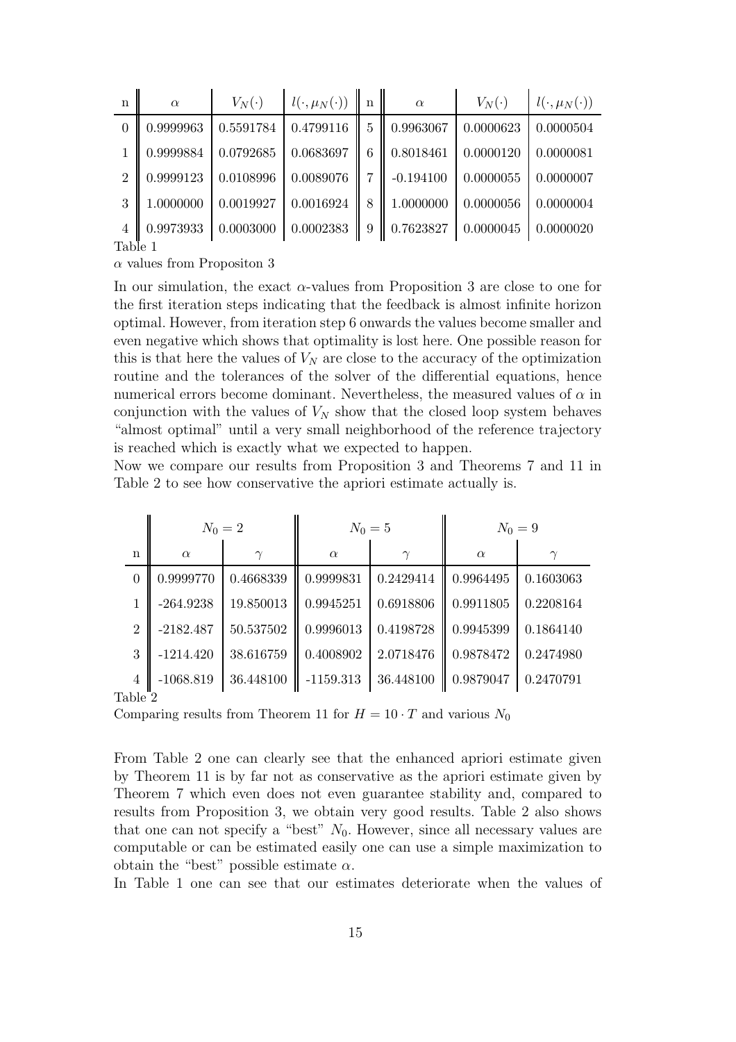| n | $\alpha$ | $V_N(\cdot)$ | $l(\cdot, \mu_N(\cdot))$ | n | $\alpha$ | $V_N(\cdot)$ | $l(\cdot, \mu_N(\cdot))$ |
|---|---|---|---|---|---|---|---|
| 0 | 0.9999963 | 0.5591784 | 0.4799116 | 5 | 0.9963067 | 0.0000623 | 0.0000504 |
| 1 | 0.9999884 | 0.0792685 | 0.0683697 | 6 | 0.8018461 | 0.0000120 | 0.0000081 |
| 2 | 0.9999123 | 0.0108996 | 0.0089076 | 7 | -0.194100 | 0.0000055 | 0.0000007 |
| 3 | 1.0000000 | 0.0019927 | 0.0016924 | 8 | 1.0000000 | 0.0000056 | 0.0000004 |
| 4 | 0.9973933 | 0.0003000 | 0.0002383 | 9 | 0.7623827 | 0.0000045 | 0.0000020 |

Table 1

$\alpha$ values from Propositon 3

In our simulation, the exact $\alpha$-values from Proposition 3 are close to one for the first iteration steps indicating that the feedback is almost infinite horizon optimal. However, from iteration step 6 onwards the values become smaller and even negative which shows that optimality is lost here. One possible reason for this is that here the values of $V_N$ are close to the accuracy of the optimization routine and the tolerances of the solver of the differential equations, hence numerical errors become dominant. Nevertheless, the measured values of $\alpha$ in conjunction with the values of $V_N$ show that the closed loop system behaves "almost optimal" until a very small neighborhood of the reference trajectory is reached which is exactly what we expected to happen.

Now we compare our results from Proposition 3 and Theorems 7 and 11 in Table 2 to see how conservative the apriori estimate actually is.

| | $N_0 = 2$ | | $N_0 = 5$ | | $N_0 = 9$ | |
|---|---|---|---|---|---|---|
| n | $\alpha$ | $\gamma$ | $\alpha$ | $\gamma$ | $\alpha$ | $\gamma$ |
| 0 | 0.9999770 | 0.4668339 | 0.9999831 | 0.2429414 | 0.9964495 | 0.1603063 |
| 1 | -264.9238 | 19.850013 | 0.9945251 | 0.6918806 | 0.9911805 | 0.2208164 |
| 2 | -2182.487 | 50.537502 | 0.9996013 | 0.4198728 | 0.9945399 | 0.1864140 |
| 3 | -1214.420 | 38.616759 | 0.4008902 | 2.0718476 | 0.9878472 | 0.2474980 |
| 4 | -1068.819 | 36.448100 | -1159.313 | 36.448100 | 0.9879047 | 0.2470791 |

Table 2

Comparing results from Theorem 11 for $H = 10 \cdot T$ and various $N_0$

From Table 2 one can clearly see that the enhanced apriori estimate given by Theorem 11 is by far not as conservative as the apriori estimate given by Theorem 7 which even does not even guarantee stability and, compared to results from Proposition 3, we obtain very good results. Table 2 also shows that one can not specify a "best" $N_0$. However, since all necessary values are computable or can be estimated easily one can use a simple maximization to obtain the "best" possible estimate $\alpha$.

In Table 1 one can see that our estimates deteriorate when the values of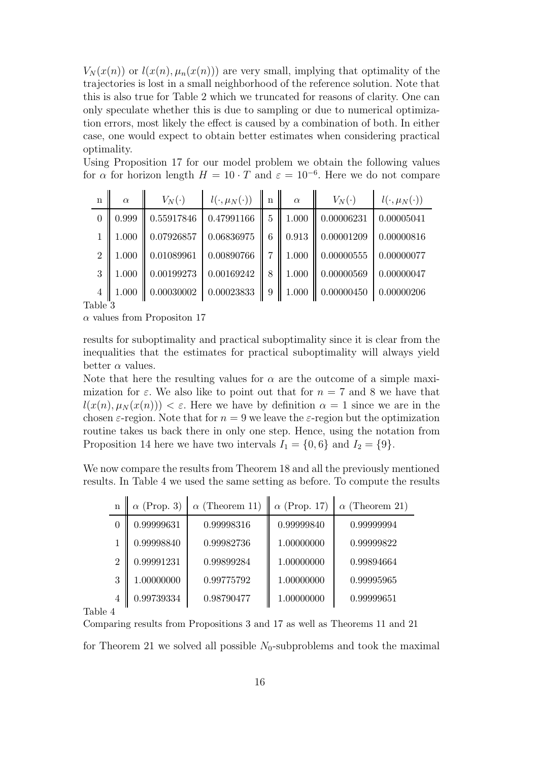$V_N(x(n))$ or $l(x(n), \mu_n(x(n)))$ are very small, implying that optimality of the trajectories is lost in a small neighborhood of the reference solution. Note that this is also true for Table 2 which we truncated for reasons of clarity. One can only speculate whether this is due to sampling or due to numerical optimization errors, most likely the effect is caused by a combination of both. In either case, one would expect to obtain better estimates when considering practical optimality.

Using Proposition 17 for our model problem we obtain the following values for $\alpha$ for horizon length $H = 10 \cdot T$ and $\varepsilon = 10^{-6}$. Here we do not compare

| n | $\alpha$ | $V_N(\cdot)$ | $l(\cdot, \mu_N(\cdot))$ | n | $\alpha$ | $V_N(\cdot)$ | $l(\cdot, \mu_N(\cdot))$ |
|---|---|---|---|---|---|---|---|
| 0 | 0.999 | 0.55917846 | 0.47991166 | 5 | 1.000 | 0.00006231 | 0.00005041 |
| 1 | 1.000 | 0.07926857 | 0.06836975 | 6 | 0.913 | 0.00001209 | 0.00000816 |
| 2 | 1.000 | 0.01089961 | 0.00890766 | 7 | 1.000 | 0.00000555 | 0.00000077 |
| 3 | 1.000 | 0.00199273 | 0.00169242 | 8 | 1.000 | 0.00000569 | 0.00000047 |
| 4 | 1.000 | 0.00030002 | 0.00023833 | 9 | 1.000 | 0.00000450 | 0.00000206 |

Table 3

$\alpha$ values from Propositon 17

results for suboptimality and practical suboptimality since it is clear from the inequalities that the estimates for practical suboptimality will always yield better $\alpha$ values.

Note that here the resulting values for $\alpha$ are the outcome of a simple maximization for $\varepsilon$. We also like to point out that for $n = 7$ and 8 we have that $l(x(n), \mu_N(x(n))) < \varepsilon$. Here we have by definition $\alpha = 1$ since we are in the chosen $\varepsilon$-region. Note that for $n = 9$ we leave the $\varepsilon$-region but the optimization routine takes us back there in only one step. Hence, using the notation from Proposition 14 here we have two intervals $I_1 = \{0, 6\}$ and $I_2 = \{9\}$.

We now compare the results from Theorem 18 and all the previously mentioned results. In Table 4 we used the same setting as before. To compute the results

| n | $\alpha$ (Prop. 3) | $\alpha$ (Theorem 11) | $\alpha$ (Prop. 17) | $\alpha$ (Theorem 21) |
|---|---|---|---|---|
| 0 | 0.99999631 | 0.99998316 | 0.99999840 | 0.99999994 |
| 1 | 0.99998840 | 0.99982736 | 1.00000000 | 0.99999822 |
| 2 | 0.99991231 | 0.99899284 | 1.00000000 | 0.99894664 |
| 3 | 1.00000000 | 0.99775792 | 1.00000000 | 0.99995965 |
| 4 | 0.99739334 | 0.98790477 | 1.00000000 | 0.99999651 |

Table 4

Comparing results from Propositions 3 and 17 as well as Theorems 11 and 21

for Theorem 21 we solved all possible $N_0$-subproblems and took the maximal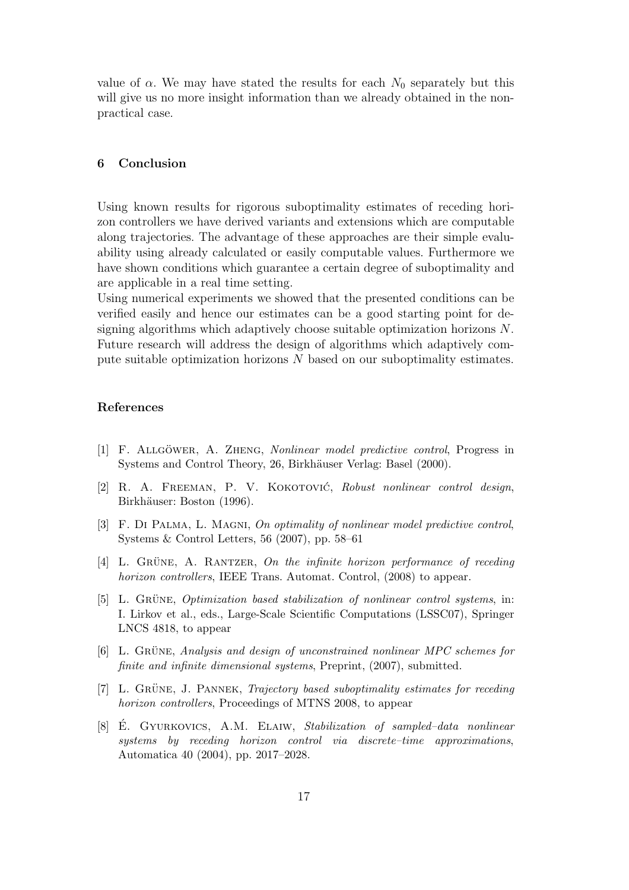value of $\alpha$. We may have stated the results for each $N_0$ separately but this will give us no more insight information than we already obtained in the non-practical case.

## 6 Conclusion

Using known results for rigorous suboptimality estimates of receding horizon controllers we have derived variants and extensions which are computable along trajectories. The advantage of these approaches are their simple evaluability using already calculated or easily computable values. Furthermore we have shown conditions which guarantee a certain degree of suboptimality and are applicable in a real time setting.
Using numerical experiments we showed that the presented conditions can be verified easily and hence our estimates can be a good starting point for designing algorithms which adaptively choose suitable optimization horizons $N$. Future research will address the design of algorithms which adaptively compute suitable optimization horizons $N$ based on our suboptimality estimates.

## References

[1] F. Allgöwer, A. Zheng, *Nonlinear model predictive control*, Progress in Systems and Control Theory, 26, Birkhäuser Verlag: Basel (2000).

[2] R. A. Freeman, P. V. Kokotović, *Robust nonlinear control design*, Birkhäuser: Boston (1996).

[3] F. Di Palma, L. Magni, *On optimality of nonlinear model predictive control*, Systems & Control Letters, 56 (2007), pp. 58–61

[4] L. Grüne, A. Rantzer, *On the infinite horizon performance of receding horizon controllers*, IEEE Trans. Automat. Control, (2008) to appear.

[5] L. Grüne, *Optimization based stabilization of nonlinear control systems*, in: I. Lirkov et al., eds., Large-Scale Scientific Computations (LSSC07), Springer LNCS 4818, to appear

[6] L. Grüne, *Analysis and design of unconstrained nonlinear MPC schemes for finite and infinite dimensional systems*, Preprint, (2007), submitted.

[7] L. Grüne, J. Pannek, *Trajectory based suboptimality estimates for receding horizon controllers*, Proceedings of MTNS 2008, to appear

[8] É. Gyurkovics, A.M. Elaiw, *Stabilization of sampled–data nonlinear systems by receding horizon control via discrete–time approximations*, Automatica 40 (2004), pp. 2017–2028.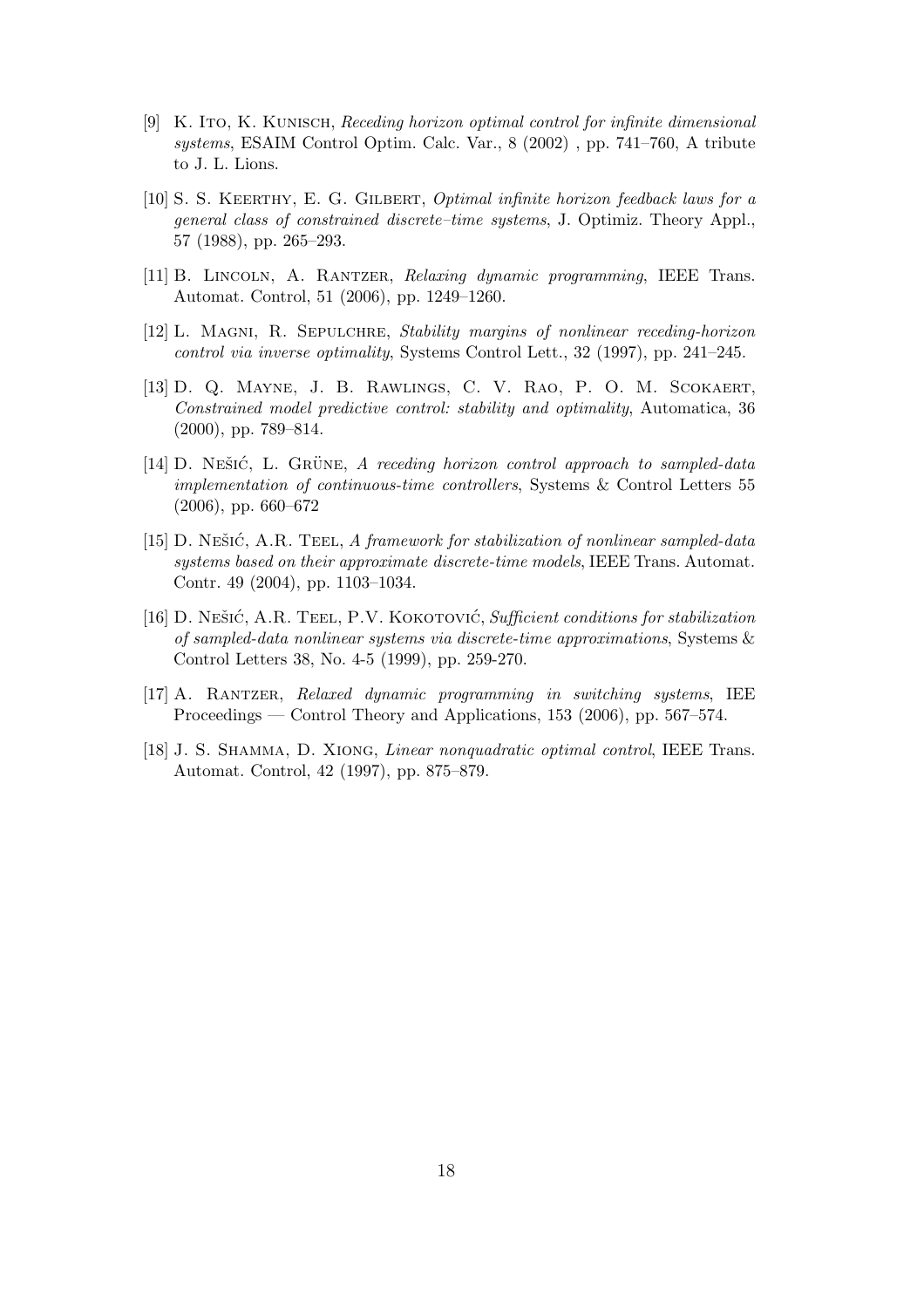[9] K. Ito, K. Kunisch, *Receding horizon optimal control for infinite dimensional systems*, ESAIM Control Optim. Calc. Var., 8 (2002) , pp. 741–760, A tribute to J. L. Lions.

[10] S. S. Keerthy, E. G. Gilbert, *Optimal infinite horizon feedback laws for a general class of constrained discrete–time systems*, J. Optimiz. Theory Appl., 57 (1988), pp. 265–293.

[11] B. Lincoln, A. Rantzer, *Relaxing dynamic programming*, IEEE Trans. Automat. Control, 51 (2006), pp. 1249–1260.

[12] L. Magni, R. Sepulchre, *Stability margins of nonlinear receding-horizon control via inverse optimality*, Systems Control Lett., 32 (1997), pp. 241–245.

[13] D. Q. Mayne, J. B. Rawlings, C. V. Rao, P. O. M. Scokaert, *Constrained model predictive control: stability and optimality*, Automatica, 36 (2000), pp. 789–814.

[14] D. Nešić, L. Grüne, *A receding horizon control approach to sampled-data implementation of continuous-time controllers*, Systems & Control Letters 55 (2006), pp. 660–672

[15] D. Nešić, A.R. Teel, *A framework for stabilization of nonlinear sampled-data systems based on their approximate discrete-time models*, IEEE Trans. Automat. Contr. 49 (2004), pp. 1103–1034.

[16] D. Nešić, A.R. Teel, P.V. Kokotović, *Sufficient conditions for stabilization of sampled-data nonlinear systems via discrete-time approximations*, Systems & Control Letters 38, No. 4-5 (1999), pp. 259-270.

[17] A. Rantzer, *Relaxed dynamic programming in switching systems*, IEE Proceedings — Control Theory and Applications, 153 (2006), pp. 567–574.

[18] J. S. Shamma, D. Xiong, *Linear nonquadratic optimal control*, IEEE Trans. Automat. Control, 42 (1997), pp. 875–879.